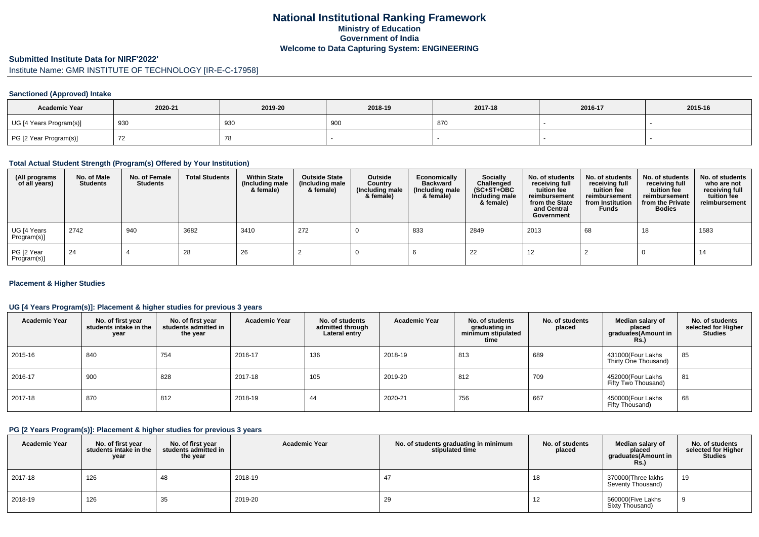# National Institutional Ranking Framework

**Ministry of Education**

**Government of India**

**Welcome to Data Capturing System: ENGINEERING**

## Submitted Institute Data for NIRF'2022'

Institute Name: GMR INSTITUTE OF TECHNOLOGY [IR-E-C-17958]

### Sanctioned (Approved) Intake

| Academic Year | 2020-21 | 2019-20 | 2018-19 | 2017-18 | 2016-17 | 2015-16 |
|---|---|---|---|---|---|---|
| UG [4 Years Program(s)] | 930 | 930 | 900 | 870 | - | - |
| PG [2 Year Program(s)] | 72 | 78 | - | - | - | - |

### Total Actual Student Strength (Program(s) Offered by Your Institution)

| (All programs of all years) | No. of Male Students | No. of Female Students | Total Students | Within State (Including male & female) | Outside State (Including male & female) | Outside Country (Including male & female) | Economically Backward (Including male & female) | Socially Challenged (SC+ST+OBC Including male & female) | No. of students receiving full tuition fee reimbursement from the State and Central Government | No. of students receiving full tuition fee reimbursement from Institution Funds | No. of students receiving full tuition fee reimbursement from the Private Bodies | No. of students who are not receiving full tuition fee reimbursement |
|---|---|---|---|---|---|---|---|---|---|---|---|---|
| UG [4 Years Program(s)] | 2742 | 940 | 3682 | 3410 | 272 | 0 | 833 | 2849 | 2013 | 68 | 18 | 1583 |
| PG [2 Year Program(s)] | 24 | 4 | 28 | 26 | 2 | 0 | 6 | 22 | 12 | 2 | 0 | 14 |

### Placement & Higher Studies

#### UG [4 Years Program(s)]: Placement & higher studies for previous 3 years

| Academic Year | No. of first year students intake in the year | No. of first year students admitted in the year | Academic Year | No. of students admitted through Lateral entry | Academic Year | No. of students graduating in minimum stipulated time | No. of students placed | Median salary of placed graduates(Amount in Rs.) | No. of students selected for Higher Studies |
|---|---|---|---|---|---|---|---|---|---|
| 2015-16 | 840 | 754 | 2016-17 | 136 | 2018-19 | 813 | 689 | 431000(Four Lakhs Thirty One Thousand) | 85 |
| 2016-17 | 900 | 828 | 2017-18 | 105 | 2019-20 | 812 | 709 | 452000(Four Lakhs Fifty Two Thousand) | 81 |
| 2017-18 | 870 | 812 | 2018-19 | 44 | 2020-21 | 756 | 667 | 450000(Four Lakhs Fifty Thousand) | 68 |

#### PG [2 Years Program(s)]: Placement & higher studies for previous 3 years

| Academic Year | No. of first year students intake in the year | No. of first year students admitted in the year | Academic Year | No. of students graduating in minimum stipulated time | No. of students placed | Median salary of placed graduates(Amount in Rs.) | No. of students selected for Higher Studies |
|---|---|---|---|---|---|---|---|
| 2017-18 | 126 | 48 | 2018-19 | 47 | 18 | 370000(Three lakhs Seventy Thousand) | 19 |
| 2018-19 | 126 | 35 | 2019-20 | 29 | 12 | 560000(Five Lakhs Sixty Thousand) | 9 |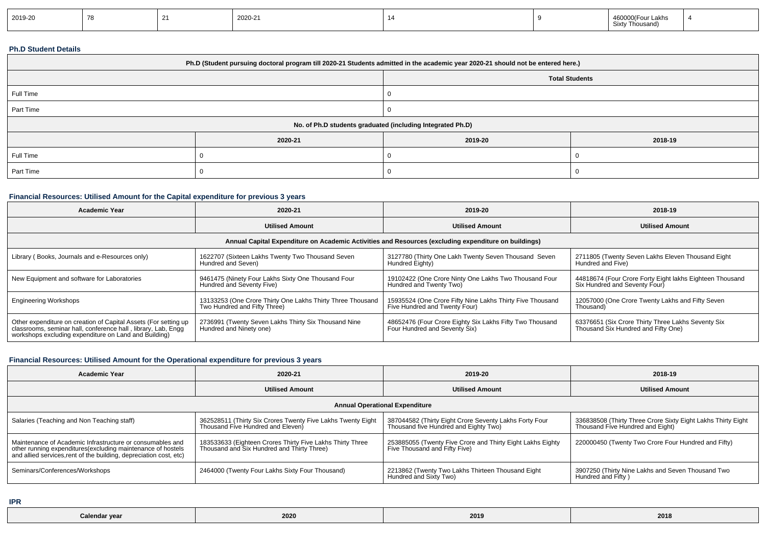| 2019-20 | 78 | 21 | 2020-21 | 14 | 9 | 460000(Four Lakhs Sixty Thousand) | 4 |
|---|---|---|---|---|---|---|---|

**Ph.D Student Details**

| Ph.D (Student pursuing doctoral program till 2020-21 Students admitted in the academic year 2020-21 should not be entered here.) | | |
|---|---|---|
| | Total Students | |
| Full Time | 0 | |
| Part Time | 0 | |
| No. of Ph.D students graduated (including Integrated Ph.D) | | |
| | 2020-21 | 2019-20 | 2018-19 |
| Full Time | 0 | 0 | 0 |
| Part Time | 0 | 0 | 0 |

**Financial Resources: Utilised Amount for the Capital expenditure for previous 3 years**

| Academic Year | 2020-21 | 2019-20 | 2018-19 |
|---|---|---|---|
| | Utilised Amount | Utilised Amount | Utilised Amount |
| Annual Capital Expenditure on Academic Activities and Resources (excluding expenditure on buildings) | | | |
| Library ( Books, Journals and e-Resources only) | 1622707 (Sixteen Lakhs Twenty Two Thousand Seven Hundred and Seven) | 3127780 (Thirty One Lakh Twenty Seven Thousand Seven Hundred Eighty) | 2711805 (Twenty Seven Lakhs Eleven Thousand Eight Hundred and Five) |
| New Equipment and software for Laboratories | 9461475 (Ninety Four Lakhs Sixty One Thousand Four Hundred and Seventy Five) | 19102422 (One Crore Ninty One Lakhs Two Thousand Four Hundred and Twenty Two) | 44818674 (Four Crore Forty Eight lakhs Eighteen Thousand Six Hundred and Seventy Four) |
| Engineering Workshops | 13133253 (One Crore Thirty One Lakhs Thirty Three Thousand Two Hundred and Fifty Three) | 15935524 (One Crore Fifty Nine Lakhs Thirty Five Thousand Five Hundred and Twenty Four) | 12057000 (One Crore Twenty Lakhs and Fifty Seven Thousand) |
| Other expenditure on creation of Capital Assets (For setting up classrooms, seminar hall, conference hall , library, Lab, Engg workshops excluding expenditure on Land and Building) | 2736991 (Twenty Seven Lakhs Thirty Six Thousand Nine Hundred and Ninety one) | 48652476 (Four Crore Eighty Six Lakhs Fifty Two Thousand Four Hundred and Seventy Six) | 63376651 (Six Crore Thirty Three Lakhs Seventy Six Thousand Six Hundred and Fifty One) |

**Financial Resources: Utilised Amount for the Operational expenditure for previous 3 years**

| Academic Year | 2020-21 | 2019-20 | 2018-19 |
|---|---|---|---|
| | Utilised Amount | Utilised Amount | Utilised Amount |
| Annual Operational Expenditure | | | |
| Salaries (Teaching and Non Teaching staff) | 362528511 (Thirty Six Crores Twenty Five Lakhs Twenty Eight Thousand Five Hundred and Eleven) | 387044582 (Thirty Eight Crore Seventy Lakhs Forty Four Thousand five Hundred and Eighty Two) | 336838508 (Thirty Three Crore Sixty Eight Lakhs Thirty Eight Thousand Five Hundred and Eight) |
| Maintenance of Academic Infrastructure or consumables and other running expenditures(excluding maintenance of hostels and allied services,rent of the building, depreciation cost, etc) | 183533633 (Eighteen Crores Thirty Five Lakhs Thirty Three Thousand and Six Hundred and Thirty Three) | 253885055 (Twenty Five Crore and Thirty Eight Lakhs Eighty Five Thousand and Fifty Five) | 220000450 (Twenty Two Crore Four Hundred and Fifty) |
| Seminars/Conferences/Workshops | 2464000 (Twenty Four Lakhs Sixty Four Thousand) | 2213862 (Twenty Two Lakhs Thirteen Thousand Eight Hundred and Sixty Two) | 3907250 (Thirty Nine Lakhs and Seven Thousand Two Hundred and Fifty ) |

**IPR**

| Calendar year | 2020 | 2019 | 2018 |
|---|---|---|---|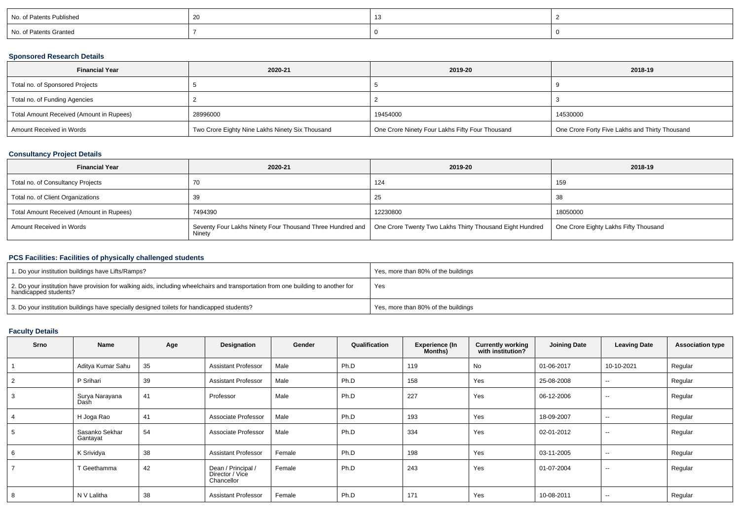| No. of Patents Published | 20 | 13 | 2 |
|---|---|---|---|
| No. of Patents Granted | 7 | 0 | 0 |

### Sponsored Research Details

| Financial Year | 2020-21 | 2019-20 | 2018-19 |
|---|---|---|---|
| Total no. of Sponsored Projects | 5 | 5 | 9 |
| Total no. of Funding Agencies | 2 | 2 | 3 |
| Total Amount Received (Amount in Rupees) | 28996000 | 19454000 | 14530000 |
| Amount Received in Words | Two Crore Eighty Nine Lakhs Ninety Six Thousand | One Crore Ninety Four Lakhs Fifty Four Thousand | One Crore Forty Five Lakhs and Thirty Thousand |

### Consultancy Project Details

| Financial Year | 2020-21 | 2019-20 | 2018-19 |
|---|---|---|---|
| Total no. of Consultancy Projects | 70 | 124 | 159 |
| Total no. of Client Organizations | 39 | 25 | 38 |
| Total Amount Received (Amount in Rupees) | 7494390 | 12230800 | 18050000 |
| Amount Received in Words | Seventy Four Lakhs Ninety Four Thousand Three Hundred and Ninety | One Crore Twenty Two Lakhs Thirty Thousand Eight Hundred | One Crore Eighty Lakhs Fifty Thousand |

### PCS Facilities: Facilities of physically challenged students

| | |
|---|---|
| 1. Do your institution buildings have Lifts/Ramps? | Yes, more than 80% of the buildings |
| 2. Do your institution have provision for walking aids, including wheelchairs and transportation from one building to another for handicapped students? | Yes |
| 3. Do your institution buildings have specially designed toilets for handicapped students? | Yes, more than 80% of the buildings |

### Faculty Details

| Srno | Name | Age | Designation | Gender | Qualification | Experience (In Months) | Currently working with institution? | Joining Date | Leaving Date | Association type |
|---|---|---|---|---|---|---|---|---|---|---|
| 1 | Aditya Kumar Sahu | 35 | Assistant Professor | Male | Ph.D | 119 | No | 01-06-2017 | 10-10-2021 | Regular |
| 2 | P Srihari | 39 | Assistant Professor | Male | Ph.D | 158 | Yes | 25-08-2008 | -- | Regular |
| 3 | Surya Narayana Dash | 41 | Professor | Male | Ph.D | 227 | Yes | 06-12-2006 | -- | Regular |
| 4 | H Joga Rao | 41 | Associate Professor | Male | Ph.D | 193 | Yes | 18-09-2007 | -- | Regular |
| 5 | Sasanko Sekhar Gantayat | 54 | Associate Professor | Male | Ph.D | 334 | Yes | 02-01-2012 | -- | Regular |
| 6 | K Srividya | 38 | Assistant Professor | Female | Ph.D | 198 | Yes | 03-11-2005 | -- | Regular |
| 7 | T Geethamma | 42 | Dean / Principal / Director / Vice Chancellor | Female | Ph.D | 243 | Yes | 01-07-2004 | -- | Regular |
| 8 | N V Lalitha | 38 | Assistant Professor | Female | Ph.D | 171 | Yes | 10-08-2011 | -- | Regular |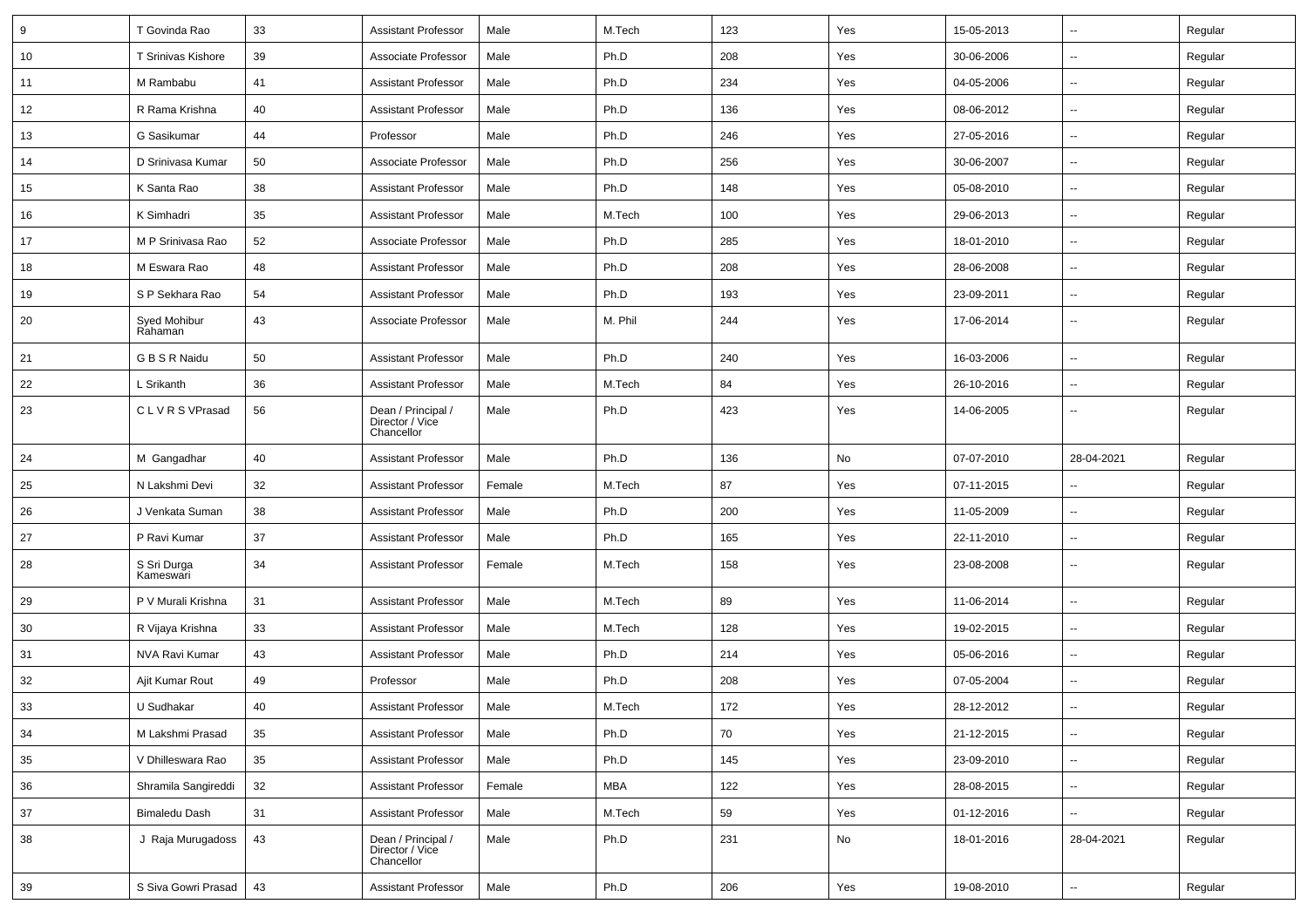| 9 | T Govinda Rao | 33 | Assistant Professor | Male | M.Tech | 123 | Yes | 15-05-2013 | -- | Regular |
|---|---|---|---|---|---|---|---|---|---|---|
| 10 | T Srinivas Kishore | 39 | Associate Professor | Male | Ph.D | 208 | Yes | 30-06-2006 | -- | Regular |
| 11 | M Rambabu | 41 | Assistant Professor | Male | Ph.D | 234 | Yes | 04-05-2006 | -- | Regular |
| 12 | R Rama Krishna | 40 | Assistant Professor | Male | Ph.D | 136 | Yes | 08-06-2012 | -- | Regular |
| 13 | G Sasikumar | 44 | Professor | Male | Ph.D | 246 | Yes | 27-05-2016 | -- | Regular |
| 14 | D Srinivasa Kumar | 50 | Associate Professor | Male | Ph.D | 256 | Yes | 30-06-2007 | -- | Regular |
| 15 | K Santa Rao | 38 | Assistant Professor | Male | Ph.D | 148 | Yes | 05-08-2010 | -- | Regular |
| 16 | K Simhadri | 35 | Assistant Professor | Male | M.Tech | 100 | Yes | 29-06-2013 | -- | Regular |
| 17 | M P Srinivasa Rao | 52 | Associate Professor | Male | Ph.D | 285 | Yes | 18-01-2010 | -- | Regular |
| 18 | M Eswara Rao | 48 | Assistant Professor | Male | Ph.D | 208 | Yes | 28-06-2008 | -- | Regular |
| 19 | S P Sekhara Rao | 54 | Assistant Professor | Male | Ph.D | 193 | Yes | 23-09-2011 | -- | Regular |
| 20 | Syed Mohibur Rahaman | 43 | Associate Professor | Male | M. Phil | 244 | Yes | 17-06-2014 | -- | Regular |
| 21 | G B S R Naidu | 50 | Assistant Professor | Male | Ph.D | 240 | Yes | 16-03-2006 | -- | Regular |
| 22 | L Srikanth | 36 | Assistant Professor | Male | M.Tech | 84 | Yes | 26-10-2016 | -- | Regular |
| 23 | C L V R S VPrasad | 56 | Dean / Principal / Director / Vice Chancellor | Male | Ph.D | 423 | Yes | 14-06-2005 | -- | Regular |
| 24 | M Gangadhar | 40 | Assistant Professor | Male | Ph.D | 136 | No | 07-07-2010 | 28-04-2021 | Regular |
| 25 | N Lakshmi Devi | 32 | Assistant Professor | Female | M.Tech | 87 | Yes | 07-11-2015 | -- | Regular |
| 26 | J Venkata Suman | 38 | Assistant Professor | Male | Ph.D | 200 | Yes | 11-05-2009 | -- | Regular |
| 27 | P Ravi Kumar | 37 | Assistant Professor | Male | Ph.D | 165 | Yes | 22-11-2010 | -- | Regular |
| 28 | S Sri Durga Kameswari | 34 | Assistant Professor | Female | M.Tech | 158 | Yes | 23-08-2008 | -- | Regular |
| 29 | P V Murali Krishna | 31 | Assistant Professor | Male | M.Tech | 89 | Yes | 11-06-2014 | -- | Regular |
| 30 | R Vijaya Krishna | 33 | Assistant Professor | Male | M.Tech | 128 | Yes | 19-02-2015 | -- | Regular |
| 31 | NVA Ravi Kumar | 43 | Assistant Professor | Male | Ph.D | 214 | Yes | 05-06-2016 | -- | Regular |
| 32 | Ajit Kumar Rout | 49 | Professor | Male | Ph.D | 208 | Yes | 07-05-2004 | -- | Regular |
| 33 | U Sudhakar | 40 | Assistant Professor | Male | M.Tech | 172 | Yes | 28-12-2012 | -- | Regular |
| 34 | M Lakshmi Prasad | 35 | Assistant Professor | Male | Ph.D | 70 | Yes | 21-12-2015 | -- | Regular |
| 35 | V Dhilleswara Rao | 35 | Assistant Professor | Male | Ph.D | 145 | Yes | 23-09-2010 | -- | Regular |
| 36 | Shramila Sangireddi | 32 | Assistant Professor | Female | MBA | 122 | Yes | 28-08-2015 | -- | Regular |
| 37 | Bimaledu Dash | 31 | Assistant Professor | Male | M.Tech | 59 | Yes | 01-12-2016 | -- | Regular |
| 38 | J Raja Murugadoss | 43 | Dean / Principal / Director / Vice Chancellor | Male | Ph.D | 231 | No | 18-01-2016 | 28-04-2021 | Regular |
| 39 | S Siva Gowri Prasad | 43 | Assistant Professor | Male | Ph.D | 206 | Yes | 19-08-2010 | -- | Regular |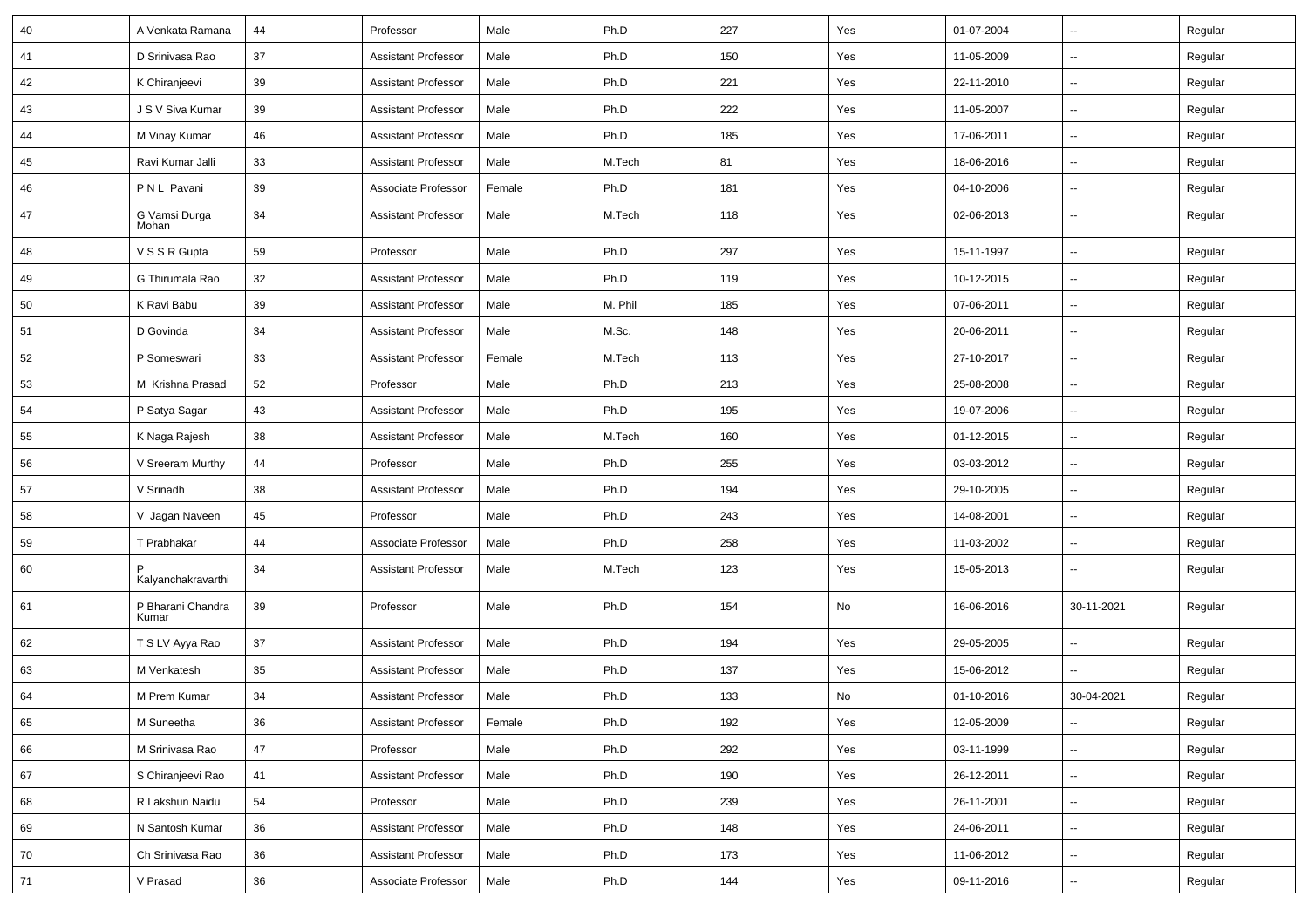| | | | | | | | | | | |
|---|---|---|---|---|---|---|---|---|---|---|
| 40 | A Venkata Ramana | 44 | Professor | Male | Ph.D | 227 | Yes | 01-07-2004 | -- | Regular |
| 41 | D Srinivasa Rao | 37 | Assistant Professor | Male | Ph.D | 150 | Yes | 11-05-2009 | -- | Regular |
| 42 | K Chiranjeevi | 39 | Assistant Professor | Male | Ph.D | 221 | Yes | 22-11-2010 | -- | Regular |
| 43 | J S V Siva Kumar | 39 | Assistant Professor | Male | Ph.D | 222 | Yes | 11-05-2007 | -- | Regular |
| 44 | M Vinay Kumar | 46 | Assistant Professor | Male | Ph.D | 185 | Yes | 17-06-2011 | -- | Regular |
| 45 | Ravi Kumar Jalli | 33 | Assistant Professor | Male | M.Tech | 81 | Yes | 18-06-2016 | -- | Regular |
| 46 | P N L Pavani | 39 | Associate Professor | Female | Ph.D | 181 | Yes | 04-10-2006 | -- | Regular |
| 47 | G Vamsi Durga Mohan | 34 | Assistant Professor | Male | M.Tech | 118 | Yes | 02-06-2013 | -- | Regular |
| 48 | V S S R Gupta | 59 | Professor | Male | Ph.D | 297 | Yes | 15-11-1997 | -- | Regular |
| 49 | G Thirumala Rao | 32 | Assistant Professor | Male | Ph.D | 119 | Yes | 10-12-2015 | -- | Regular |
| 50 | K Ravi Babu | 39 | Assistant Professor | Male | M. Phil | 185 | Yes | 07-06-2011 | -- | Regular |
| 51 | D Govinda | 34 | Assistant Professor | Male | M.Sc. | 148 | Yes | 20-06-2011 | -- | Regular |
| 52 | P Someswari | 33 | Assistant Professor | Female | M.Tech | 113 | Yes | 27-10-2017 | -- | Regular |
| 53 | M Krishna Prasad | 52 | Professor | Male | Ph.D | 213 | Yes | 25-08-2008 | -- | Regular |
| 54 | P Satya Sagar | 43 | Assistant Professor | Male | Ph.D | 195 | Yes | 19-07-2006 | -- | Regular |
| 55 | K Naga Rajesh | 38 | Assistant Professor | Male | M.Tech | 160 | Yes | 01-12-2015 | -- | Regular |
| 56 | V Sreeram Murthy | 44 | Professor | Male | Ph.D | 255 | Yes | 03-03-2012 | -- | Regular |
| 57 | V Srinadh | 38 | Assistant Professor | Male | Ph.D | 194 | Yes | 29-10-2005 | -- | Regular |
| 58 | V Jagan Naveen | 45 | Professor | Male | Ph.D | 243 | Yes | 14-08-2001 | -- | Regular |
| 59 | T Prabhakar | 44 | Associate Professor | Male | Ph.D | 258 | Yes | 11-03-2002 | -- | Regular |
| 60 | P Kalyanchakravarthi | 34 | Assistant Professor | Male | M.Tech | 123 | Yes | 15-05-2013 | -- | Regular |
| 61 | P Bharani Chandra Kumar | 39 | Professor | Male | Ph.D | 154 | No | 16-06-2016 | 30-11-2021 | Regular |
| 62 | T S LV Ayya Rao | 37 | Assistant Professor | Male | Ph.D | 194 | Yes | 29-05-2005 | -- | Regular |
| 63 | M Venkatesh | 35 | Assistant Professor | Male | Ph.D | 137 | Yes | 15-06-2012 | -- | Regular |
| 64 | M Prem Kumar | 34 | Assistant Professor | Male | Ph.D | 133 | No | 01-10-2016 | 30-04-2021 | Regular |
| 65 | M Suneetha | 36 | Assistant Professor | Female | Ph.D | 192 | Yes | 12-05-2009 | -- | Regular |
| 66 | M Srinivasa Rao | 47 | Professor | Male | Ph.D | 292 | Yes | 03-11-1999 | -- | Regular |
| 67 | S Chiranjeevi Rao | 41 | Assistant Professor | Male | Ph.D | 190 | Yes | 26-12-2011 | -- | Regular |
| 68 | R Lakshun Naidu | 54 | Professor | Male | Ph.D | 239 | Yes | 26-11-2001 | -- | Regular |
| 69 | N Santosh Kumar | 36 | Assistant Professor | Male | Ph.D | 148 | Yes | 24-06-2011 | -- | Regular |
| 70 | Ch Srinivasa Rao | 36 | Assistant Professor | Male | Ph.D | 173 | Yes | 11-06-2012 | -- | Regular |
| 71 | V Prasad | 36 | Associate Professor | Male | Ph.D | 144 | Yes | 09-11-2016 | -- | Regular |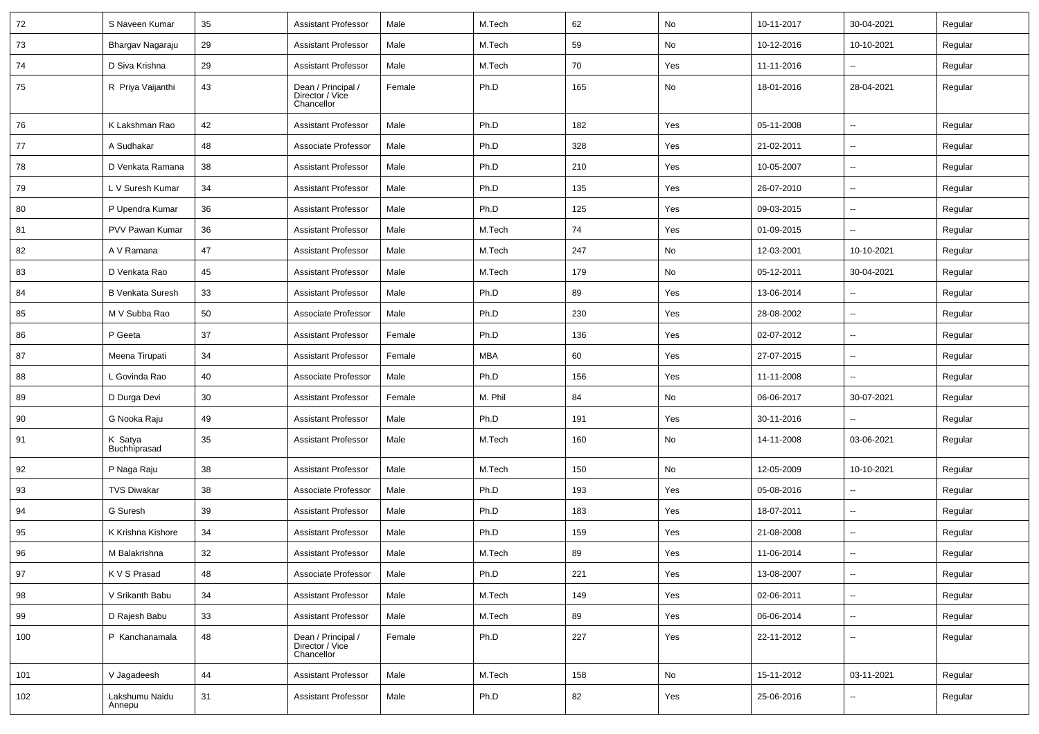| 72 | S Naveen Kumar | 35 | Assistant Professor | Male | M.Tech | 62 | No | 10-11-2017 | 30-04-2021 | Regular |
|---|---|---|---|---|---|---|---|---|---|---|
| 73 | Bhargav Nagaraju | 29 | Assistant Professor | Male | M.Tech | 59 | No | 10-12-2016 | 10-10-2021 | Regular |
| 74 | D Siva Krishna | 29 | Assistant Professor | Male | M.Tech | 70 | Yes | 11-11-2016 | -- | Regular |
| 75 | R Priya Vaijanthi | 43 | Dean / Principal / Director / Vice Chancellor | Female | Ph.D | 165 | No | 18-01-2016 | 28-04-2021 | Regular |
| 76 | K Lakshman Rao | 42 | Assistant Professor | Male | Ph.D | 182 | Yes | 05-11-2008 | -- | Regular |
| 77 | A Sudhakar | 48 | Associate Professor | Male | Ph.D | 328 | Yes | 21-02-2011 | -- | Regular |
| 78 | D Venkata Ramana | 38 | Assistant Professor | Male | Ph.D | 210 | Yes | 10-05-2007 | -- | Regular |
| 79 | L V Suresh Kumar | 34 | Assistant Professor | Male | Ph.D | 135 | Yes | 26-07-2010 | -- | Regular |
| 80 | P Upendra Kumar | 36 | Assistant Professor | Male | Ph.D | 125 | Yes | 09-03-2015 | -- | Regular |
| 81 | PVV Pawan Kumar | 36 | Assistant Professor | Male | M.Tech | 74 | Yes | 01-09-2015 | -- | Regular |
| 82 | A V Ramana | 47 | Assistant Professor | Male | M.Tech | 247 | No | 12-03-2001 | 10-10-2021 | Regular |
| 83 | D Venkata Rao | 45 | Assistant Professor | Male | M.Tech | 179 | No | 05-12-2011 | 30-04-2021 | Regular |
| 84 | B Venkata Suresh | 33 | Assistant Professor | Male | Ph.D | 89 | Yes | 13-06-2014 | -- | Regular |
| 85 | M V Subba Rao | 50 | Associate Professor | Male | Ph.D | 230 | Yes | 28-08-2002 | -- | Regular |
| 86 | P Geeta | 37 | Assistant Professor | Female | Ph.D | 136 | Yes | 02-07-2012 | -- | Regular |
| 87 | Meena Tirupati | 34 | Assistant Professor | Female | MBA | 60 | Yes | 27-07-2015 | -- | Regular |
| 88 | L Govinda Rao | 40 | Associate Professor | Male | Ph.D | 156 | Yes | 11-11-2008 | -- | Regular |
| 89 | D Durga Devi | 30 | Assistant Professor | Female | M. Phil | 84 | No | 06-06-2017 | 30-07-2021 | Regular |
| 90 | G Nooka Raju | 49 | Assistant Professor | Male | Ph.D | 191 | Yes | 30-11-2016 | -- | Regular |
| 91 | K Satya Buchhiprasad | 35 | Assistant Professor | Male | M.Tech | 160 | No | 14-11-2008 | 03-06-2021 | Regular |
| 92 | P Naga Raju | 38 | Assistant Professor | Male | M.Tech | 150 | No | 12-05-2009 | 10-10-2021 | Regular |
| 93 | TVS Diwakar | 38 | Associate Professor | Male | Ph.D | 193 | Yes | 05-08-2016 | -- | Regular |
| 94 | G Suresh | 39 | Assistant Professor | Male | Ph.D | 183 | Yes | 18-07-2011 | -- | Regular |
| 95 | K Krishna Kishore | 34 | Assistant Professor | Male | Ph.D | 159 | Yes | 21-08-2008 | -- | Regular |
| 96 | M Balakrishna | 32 | Assistant Professor | Male | M.Tech | 89 | Yes | 11-06-2014 | -- | Regular |
| 97 | K V S Prasad | 48 | Associate Professor | Male | Ph.D | 221 | Yes | 13-08-2007 | -- | Regular |
| 98 | V Srikanth Babu | 34 | Assistant Professor | Male | M.Tech | 149 | Yes | 02-06-2011 | -- | Regular |
| 99 | D Rajesh Babu | 33 | Assistant Professor | Male | M.Tech | 89 | Yes | 06-06-2014 | -- | Regular |
| 100 | P Kanchanamala | 48 | Dean / Principal / Director / Vice Chancellor | Female | Ph.D | 227 | Yes | 22-11-2012 | -- | Regular |
| 101 | V Jagadeesh | 44 | Assistant Professor | Male | M.Tech | 158 | No | 15-11-2012 | 03-11-2021 | Regular |
| 102 | Lakshumu Naidu Annepu | 31 | Assistant Professor | Male | Ph.D | 82 | Yes | 25-06-2016 | -- | Regular |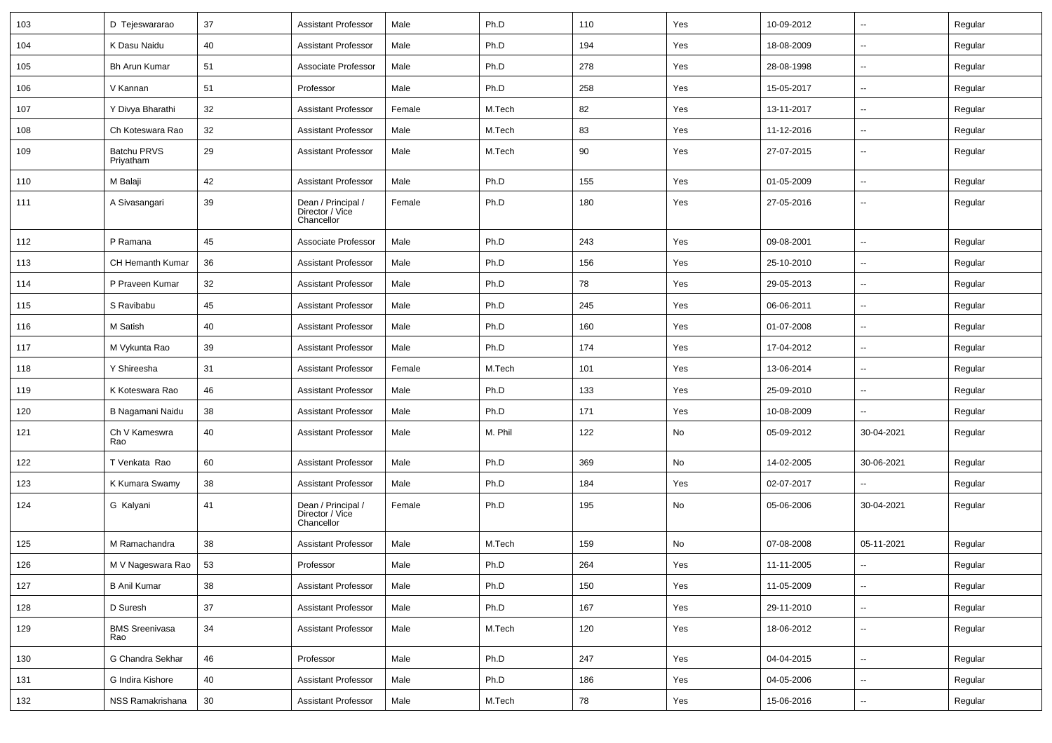| 103 | D Tejeswararao | 37 | Assistant Professor | Male | Ph.D | 110 | Yes | 10-09-2012 | -- | Regular |
|---|---|---|---|---|---|---|---|---|---|---|
| 104 | K Dasu Naidu | 40 | Assistant Professor | Male | Ph.D | 194 | Yes | 18-08-2009 | -- | Regular |
| 105 | Bh Arun Kumar | 51 | Associate Professor | Male | Ph.D | 278 | Yes | 28-08-1998 | -- | Regular |
| 106 | V Kannan | 51 | Professor | Male | Ph.D | 258 | Yes | 15-05-2017 | -- | Regular |
| 107 | Y Divya Bharathi | 32 | Assistant Professor | Female | M.Tech | 82 | Yes | 13-11-2017 | -- | Regular |
| 108 | Ch Koteswara Rao | 32 | Assistant Professor | Male | M.Tech | 83 | Yes | 11-12-2016 | -- | Regular |
| 109 | Batchu PRVS Priyatham | 29 | Assistant Professor | Male | M.Tech | 90 | Yes | 27-07-2015 | -- | Regular |
| 110 | M Balaji | 42 | Assistant Professor | Male | Ph.D | 155 | Yes | 01-05-2009 | -- | Regular |
| 111 | A Sivasangari | 39 | Dean / Principal / Director / Vice Chancellor | Female | Ph.D | 180 | Yes | 27-05-2016 | -- | Regular |
| 112 | P Ramana | 45 | Associate Professor | Male | Ph.D | 243 | Yes | 09-08-2001 | -- | Regular |
| 113 | CH Hemanth Kumar | 36 | Assistant Professor | Male | Ph.D | 156 | Yes | 25-10-2010 | -- | Regular |
| 114 | P Praveen Kumar | 32 | Assistant Professor | Male | Ph.D | 78 | Yes | 29-05-2013 | -- | Regular |
| 115 | S Ravibabu | 45 | Assistant Professor | Male | Ph.D | 245 | Yes | 06-06-2011 | -- | Regular |
| 116 | M Satish | 40 | Assistant Professor | Male | Ph.D | 160 | Yes | 01-07-2008 | -- | Regular |
| 117 | M Vykunta Rao | 39 | Assistant Professor | Male | Ph.D | 174 | Yes | 17-04-2012 | -- | Regular |
| 118 | Y Shireesha | 31 | Assistant Professor | Female | M.Tech | 101 | Yes | 13-06-2014 | -- | Regular |
| 119 | K Koteswara Rao | 46 | Assistant Professor | Male | Ph.D | 133 | Yes | 25-09-2010 | -- | Regular |
| 120 | B Nagamani Naidu | 38 | Assistant Professor | Male | Ph.D | 171 | Yes | 10-08-2009 | -- | Regular |
| 121 | Ch V Kameswra Rao | 40 | Assistant Professor | Male | M. Phil | 122 | No | 05-09-2012 | 30-04-2021 | Regular |
| 122 | T Venkata Rao | 60 | Assistant Professor | Male | Ph.D | 369 | No | 14-02-2005 | 30-06-2021 | Regular |
| 123 | K Kumara Swamy | 38 | Assistant Professor | Male | Ph.D | 184 | Yes | 02-07-2017 | -- | Regular |
| 124 | G Kalyani | 41 | Dean / Principal / Director / Vice Chancellor | Female | Ph.D | 195 | No | 05-06-2006 | 30-04-2021 | Regular |
| 125 | M Ramachandra | 38 | Assistant Professor | Male | M.Tech | 159 | No | 07-08-2008 | 05-11-2021 | Regular |
| 126 | M V Nageswara Rao | 53 | Professor | Male | Ph.D | 264 | Yes | 11-11-2005 | -- | Regular |
| 127 | B Anil Kumar | 38 | Assistant Professor | Male | Ph.D | 150 | Yes | 11-05-2009 | -- | Regular |
| 128 | D Suresh | 37 | Assistant Professor | Male | Ph.D | 167 | Yes | 29-11-2010 | -- | Regular |
| 129 | BMS Sreenivasa Rao | 34 | Assistant Professor | Male | M.Tech | 120 | Yes | 18-06-2012 | -- | Regular |
| 130 | G Chandra Sekhar | 46 | Professor | Male | Ph.D | 247 | Yes | 04-04-2015 | -- | Regular |
| 131 | G Indira Kishore | 40 | Assistant Professor | Male | Ph.D | 186 | Yes | 04-05-2006 | -- | Regular |
| 132 | NSS Ramakrishana | 30 | Assistant Professor | Male | M.Tech | 78 | Yes | 15-06-2016 | -- | Regular |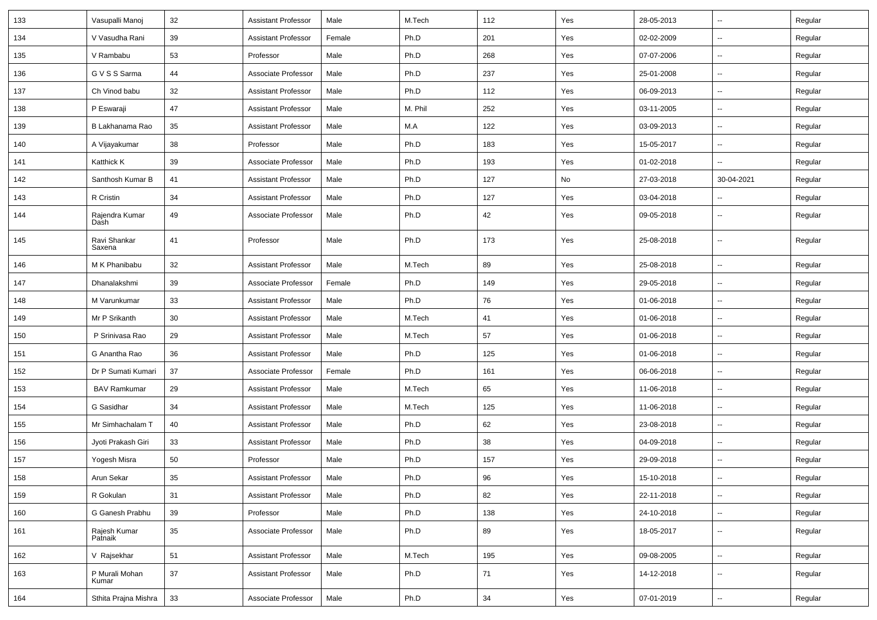| 133 | Vasupalli Manoj | 32 | Assistant Professor | Male | M.Tech | 112 | Yes | 28-05-2013 | -- | Regular |
|---|---|---|---|---|---|---|---|---|---|---|
| 134 | V Vasudha Rani | 39 | Assistant Professor | Female | Ph.D | 201 | Yes | 02-02-2009 | -- | Regular |
| 135 | V Rambabu | 53 | Professor | Male | Ph.D | 268 | Yes | 07-07-2006 | -- | Regular |
| 136 | G V S S Sarma | 44 | Associate Professor | Male | Ph.D | 237 | Yes | 25-01-2008 | -- | Regular |
| 137 | Ch Vinod babu | 32 | Assistant Professor | Male | Ph.D | 112 | Yes | 06-09-2013 | -- | Regular |
| 138 | P Eswaraji | 47 | Assistant Professor | Male | M. Phil | 252 | Yes | 03-11-2005 | -- | Regular |
| 139 | B Lakhanama Rao | 35 | Assistant Professor | Male | M.A | 122 | Yes | 03-09-2013 | -- | Regular |
| 140 | A Vijayakumar | 38 | Professor | Male | Ph.D | 183 | Yes | 15-05-2017 | -- | Regular |
| 141 | Katthick K | 39 | Associate Professor | Male | Ph.D | 193 | Yes | 01-02-2018 | -- | Regular |
| 142 | Santhosh Kumar B | 41 | Assistant Professor | Male | Ph.D | 127 | No | 27-03-2018 | 30-04-2021 | Regular |
| 143 | R Cristin | 34 | Assistant Professor | Male | Ph.D | 127 | Yes | 03-04-2018 | -- | Regular |
| 144 | Rajendra Kumar Dash | 49 | Associate Professor | Male | Ph.D | 42 | Yes | 09-05-2018 | -- | Regular |
| 145 | Ravi Shankar Saxena | 41 | Professor | Male | Ph.D | 173 | Yes | 25-08-2018 | -- | Regular |
| 146 | M K Phanibabu | 32 | Assistant Professor | Male | M.Tech | 89 | Yes | 25-08-2018 | -- | Regular |
| 147 | Dhanalakshmi | 39 | Associate Professor | Female | Ph.D | 149 | Yes | 29-05-2018 | -- | Regular |
| 148 | M Varunkumar | 33 | Assistant Professor | Male | Ph.D | 76 | Yes | 01-06-2018 | -- | Regular |
| 149 | Mr P Srikanth | 30 | Assistant Professor | Male | M.Tech | 41 | Yes | 01-06-2018 | -- | Regular |
| 150 | P Srinivasa Rao | 29 | Assistant Professor | Male | M.Tech | 57 | Yes | 01-06-2018 | -- | Regular |
| 151 | G Anantha Rao | 36 | Assistant Professor | Male | Ph.D | 125 | Yes | 01-06-2018 | -- | Regular |
| 152 | Dr P Sumati Kumari | 37 | Associate Professor | Female | Ph.D | 161 | Yes | 06-06-2018 | -- | Regular |
| 153 | BAV Ramkumar | 29 | Assistant Professor | Male | M.Tech | 65 | Yes | 11-06-2018 | -- | Regular |
| 154 | G Sasidhar | 34 | Assistant Professor | Male | M.Tech | 125 | Yes | 11-06-2018 | -- | Regular |
| 155 | Mr Simhachalam T | 40 | Assistant Professor | Male | Ph.D | 62 | Yes | 23-08-2018 | -- | Regular |
| 156 | Jyoti Prakash Giri | 33 | Assistant Professor | Male | Ph.D | 38 | Yes | 04-09-2018 | -- | Regular |
| 157 | Yogesh Misra | 50 | Professor | Male | Ph.D | 157 | Yes | 29-09-2018 | -- | Regular |
| 158 | Arun Sekar | 35 | Assistant Professor | Male | Ph.D | 96 | Yes | 15-10-2018 | -- | Regular |
| 159 | R Gokulan | 31 | Assistant Professor | Male | Ph.D | 82 | Yes | 22-11-2018 | -- | Regular |
| 160 | G Ganesh Prabhu | 39 | Professor | Male | Ph.D | 138 | Yes | 24-10-2018 | -- | Regular |
| 161 | Rajesh Kumar Patnaik | 35 | Associate Professor | Male | Ph.D | 89 | Yes | 18-05-2017 | -- | Regular |
| 162 | V Rajsekhar | 51 | Assistant Professor | Male | M.Tech | 195 | Yes | 09-08-2005 | -- | Regular |
| 163 | P Murali Mohan Kumar | 37 | Assistant Professor | Male | Ph.D | 71 | Yes | 14-12-2018 | -- | Regular |
| 164 | Sthita Prajna Mishra | 33 | Associate Professor | Male | Ph.D | 34 | Yes | 07-01-2019 | -- | Regular |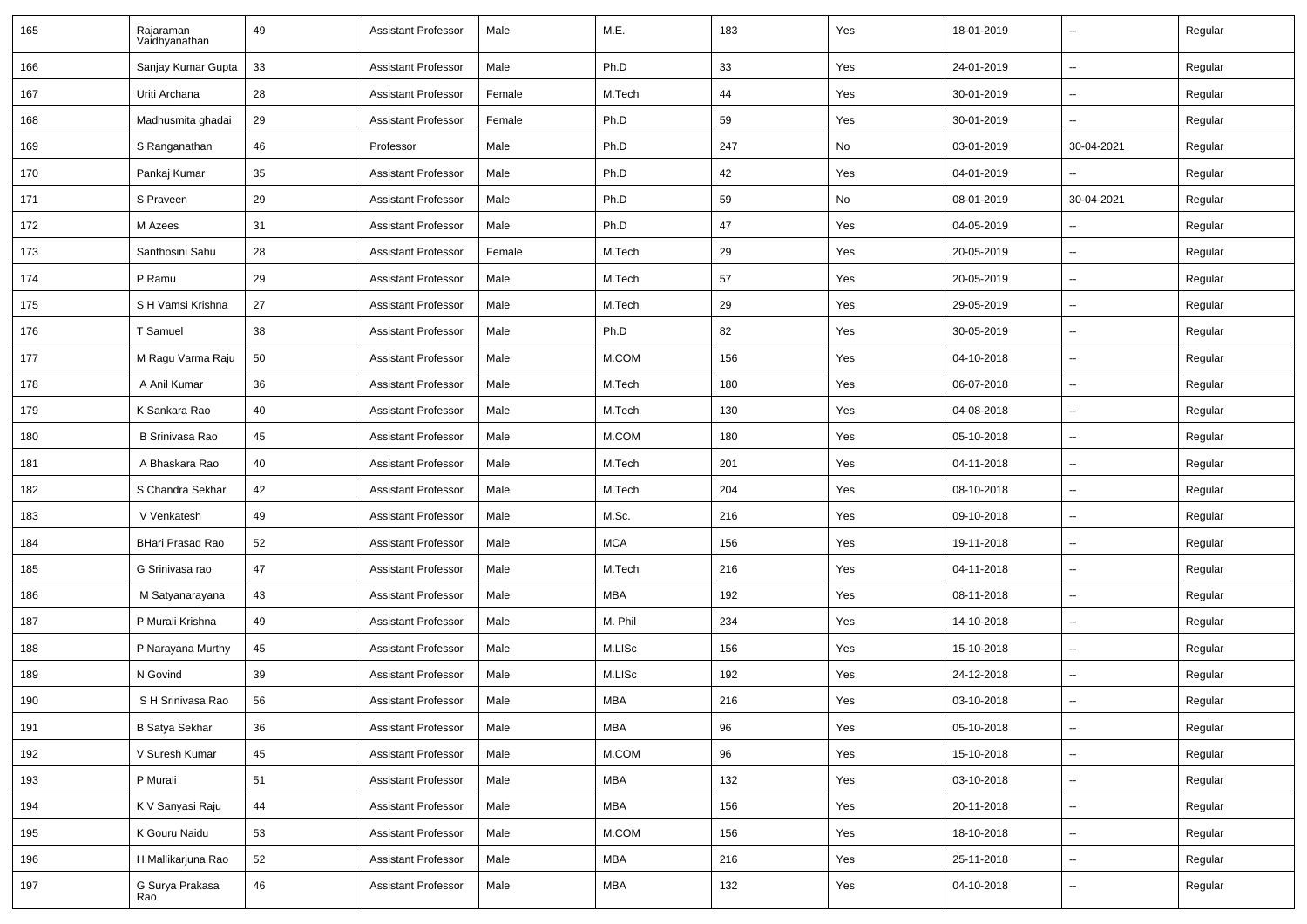| 165 | Rajaraman Vaidhyanathan | 49 | Assistant Professor | Male | M.E. | 183 | Yes | 18-01-2019 | -- | Regular |
|---|---|---|---|---|---|---|---|---|---|---|
| 166 | Sanjay Kumar Gupta | 33 | Assistant Professor | Male | Ph.D | 33 | Yes | 24-01-2019 | -- | Regular |
| 167 | Uriti Archana | 28 | Assistant Professor | Female | M.Tech | 44 | Yes | 30-01-2019 | -- | Regular |
| 168 | Madhusmita ghadai | 29 | Assistant Professor | Female | Ph.D | 59 | Yes | 30-01-2019 | -- | Regular |
| 169 | S Ranganathan | 46 | Professor | Male | Ph.D | 247 | No | 03-01-2019 | 30-04-2021 | Regular |
| 170 | Pankaj Kumar | 35 | Assistant Professor | Male | Ph.D | 42 | Yes | 04-01-2019 | -- | Regular |
| 171 | S Praveen | 29 | Assistant Professor | Male | Ph.D | 59 | No | 08-01-2019 | 30-04-2021 | Regular |
| 172 | M Azees | 31 | Assistant Professor | Male | Ph.D | 47 | Yes | 04-05-2019 | -- | Regular |
| 173 | Santhosini Sahu | 28 | Assistant Professor | Female | M.Tech | 29 | Yes | 20-05-2019 | -- | Regular |
| 174 | P Ramu | 29 | Assistant Professor | Male | M.Tech | 57 | Yes | 20-05-2019 | -- | Regular |
| 175 | S H Vamsi Krishna | 27 | Assistant Professor | Male | M.Tech | 29 | Yes | 29-05-2019 | -- | Regular |
| 176 | T Samuel | 38 | Assistant Professor | Male | Ph.D | 82 | Yes | 30-05-2019 | -- | Regular |
| 177 | M Ragu Varma Raju | 50 | Assistant Professor | Male | M.COM | 156 | Yes | 04-10-2018 | -- | Regular |
| 178 | A Anil Kumar | 36 | Assistant Professor | Male | M.Tech | 180 | Yes | 06-07-2018 | -- | Regular |
| 179 | K Sankara Rao | 40 | Assistant Professor | Male | M.Tech | 130 | Yes | 04-08-2018 | -- | Regular |
| 180 | B Srinivasa Rao | 45 | Assistant Professor | Male | M.COM | 180 | Yes | 05-10-2018 | -- | Regular |
| 181 | A Bhaskara Rao | 40 | Assistant Professor | Male | M.Tech | 201 | Yes | 04-11-2018 | -- | Regular |
| 182 | S Chandra Sekhar | 42 | Assistant Professor | Male | M.Tech | 204 | Yes | 08-10-2018 | -- | Regular |
| 183 | V Venkatesh | 49 | Assistant Professor | Male | M.Sc. | 216 | Yes | 09-10-2018 | -- | Regular |
| 184 | BHari Prasad Rao | 52 | Assistant Professor | Male | MCA | 156 | Yes | 19-11-2018 | -- | Regular |
| 185 | G Srinivasa rao | 47 | Assistant Professor | Male | M.Tech | 216 | Yes | 04-11-2018 | -- | Regular |
| 186 | M Satyanarayana | 43 | Assistant Professor | Male | MBA | 192 | Yes | 08-11-2018 | -- | Regular |
| 187 | P Murali Krishna | 49 | Assistant Professor | Male | M. Phil | 234 | Yes | 14-10-2018 | -- | Regular |
| 188 | P Narayana Murthy | 45 | Assistant Professor | Male | M.LISc | 156 | Yes | 15-10-2018 | -- | Regular |
| 189 | N Govind | 39 | Assistant Professor | Male | M.LISc | 192 | Yes | 24-12-2018 | -- | Regular |
| 190 | S H Srinivasa Rao | 56 | Assistant Professor | Male | MBA | 216 | Yes | 03-10-2018 | -- | Regular |
| 191 | B Satya Sekhar | 36 | Assistant Professor | Male | MBA | 96 | Yes | 05-10-2018 | -- | Regular |
| 192 | V Suresh Kumar | 45 | Assistant Professor | Male | M.COM | 96 | Yes | 15-10-2018 | -- | Regular |
| 193 | P Murali | 51 | Assistant Professor | Male | MBA | 132 | Yes | 03-10-2018 | -- | Regular |
| 194 | K V Sanyasi Raju | 44 | Assistant Professor | Male | MBA | 156 | Yes | 20-11-2018 | -- | Regular |
| 195 | K Gouru Naidu | 53 | Assistant Professor | Male | M.COM | 156 | Yes | 18-10-2018 | -- | Regular |
| 196 | H Mallikarjuna Rao | 52 | Assistant Professor | Male | MBA | 216 | Yes | 25-11-2018 | -- | Regular |
| 197 | G Surya Prakasa Rao | 46 | Assistant Professor | Male | MBA | 132 | Yes | 04-10-2018 | -- | Regular |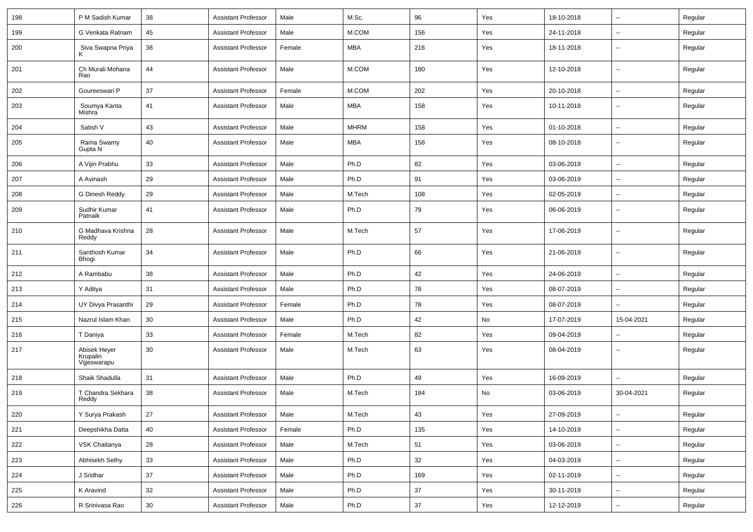| 198 | P M Sadish Kumar | 38 | Assistant Professor | Male | M.Sc. | 96 | Yes | 18-10-2018 | -- | Regular |
|---|---|---|---|---|---|---|---|---|---|---|
| 199 | G Venkata Ratnam | 45 | Assistant Professor | Male | M.COM | 156 | Yes | 24-11-2018 | -- | Regular |
| 200 | Siva Swapna Priya K | 38 | Assistant Professor | Female | MBA | 216 | Yes | 18-11-2018 | -- | Regular |
| 201 | Ch Murali Mohana Rao | 44 | Assistant Professor | Male | M.COM | 180 | Yes | 12-10-2018 | -- | Regular |
| 202 | Goureeswari P | 37 | Assistant Professor | Female | M.COM | 202 | Yes | 20-10-2018 | -- | Regular |
| 203 | Soumya Kanta Mishra | 41 | Assistant Professor | Male | MBA | 158 | Yes | 10-11-2018 | -- | Regular |
| 204 | Satish V | 43 | Assistant Professor | Male | MHRM | 158 | Yes | 01-10-2018 | -- | Regular |
| 205 | Rama Swamy Gupta N | 40 | Assistant Professor | Male | MBA | 158 | Yes | 08-10-2018 | -- | Regular |
| 206 | A Vijin Prabhu | 33 | Assistant Professor | Male | Ph.D | 82 | Yes | 03-06-2019 | -- | Regular |
| 207 | A Avinash | 29 | Assistant Professor | Male | Ph.D | 91 | Yes | 03-06-2019 | -- | Regular |
| 208 | G Dinesh Reddy | 29 | Assistant Professor | Male | M.Tech | 108 | Yes | 02-05-2019 | -- | Regular |
| 209 | Sudhir Kumar Patnaik | 41 | Assistant Professor | Male | Ph.D | 79 | Yes | 06-06-2019 | -- | Regular |
| 210 | G Madhava Krishna Reddy | 28 | Assistant Professor | Male | M.Tech | 57 | Yes | 17-06-2019 | -- | Regular |
| 211 | Santhosh Kumar Bhogi | 34 | Assistant Professor | Male | Ph.D | 66 | Yes | 21-06-2019 | -- | Regular |
| 212 | A Rambabu | 38 | Assistant Professor | Male | Ph.D | 42 | Yes | 24-06-2019 | -- | Regular |
| 213 | Y Aditya | 31 | Assistant Professor | Male | Ph.D | 78 | Yes | 08-07-2019 | -- | Regular |
| 214 | UY Divya Prasanthi | 29 | Assistant Professor | Female | Ph.D | 78 | Yes | 08-07-2019 | -- | Regular |
| 215 | Nazrul Islam Khan | 30 | Assistant Professor | Male | Ph.D | 42 | No | 17-07-2019 | 15-04-2021 | Regular |
| 216 | T Daniya | 33 | Assistant Professor | Female | M.Tech | 82 | Yes | 09-04-2019 | -- | Regular |
| 217 | Abisek Heyer Krupalin Vijjeswarapu | 30 | Assistant Professor | Male | M.Tech | 63 | Yes | 08-04-2019 | -- | Regular |
| 218 | Shaik Shadulla | 31 | Assistant Professor | Male | Ph.D | 49 | Yes | 16-09-2019 | -- | Regular |
| 219 | T Chandra Sekhara Reddy | 38 | Assistant Professor | Male | M.Tech | 184 | No | 03-06-2019 | 30-04-2021 | Regular |
| 220 | Y Surya Prakash | 27 | Assistant Professor | Male | M.Tech | 43 | Yes | 27-09-2019 | -- | Regular |
| 221 | Deepshikha Datta | 40 | Assistant Professor | Female | Ph.D | 135 | Yes | 14-10-2019 | -- | Regular |
| 222 | VSK Chaitanya | 28 | Assistant Professor | Male | M.Tech | 51 | Yes | 03-06-2019 | -- | Regular |
| 223 | Abhisekh Sethy | 33 | Assistant Professor | Male | Ph.D | 32 | Yes | 04-03-2019 | -- | Regular |
| 224 | J Sridhar | 37 | Assistant Professor | Male | Ph.D | 169 | Yes | 02-11-2019 | -- | Regular |
| 225 | K Aravind | 32 | Assistant Professor | Male | Ph.D | 37 | Yes | 30-11-2019 | -- | Regular |
| 226 | R Srinivasa Rao | 30 | Assistant Professor | Male | Ph.D | 37 | Yes | 12-12-2019 | -- | Regular |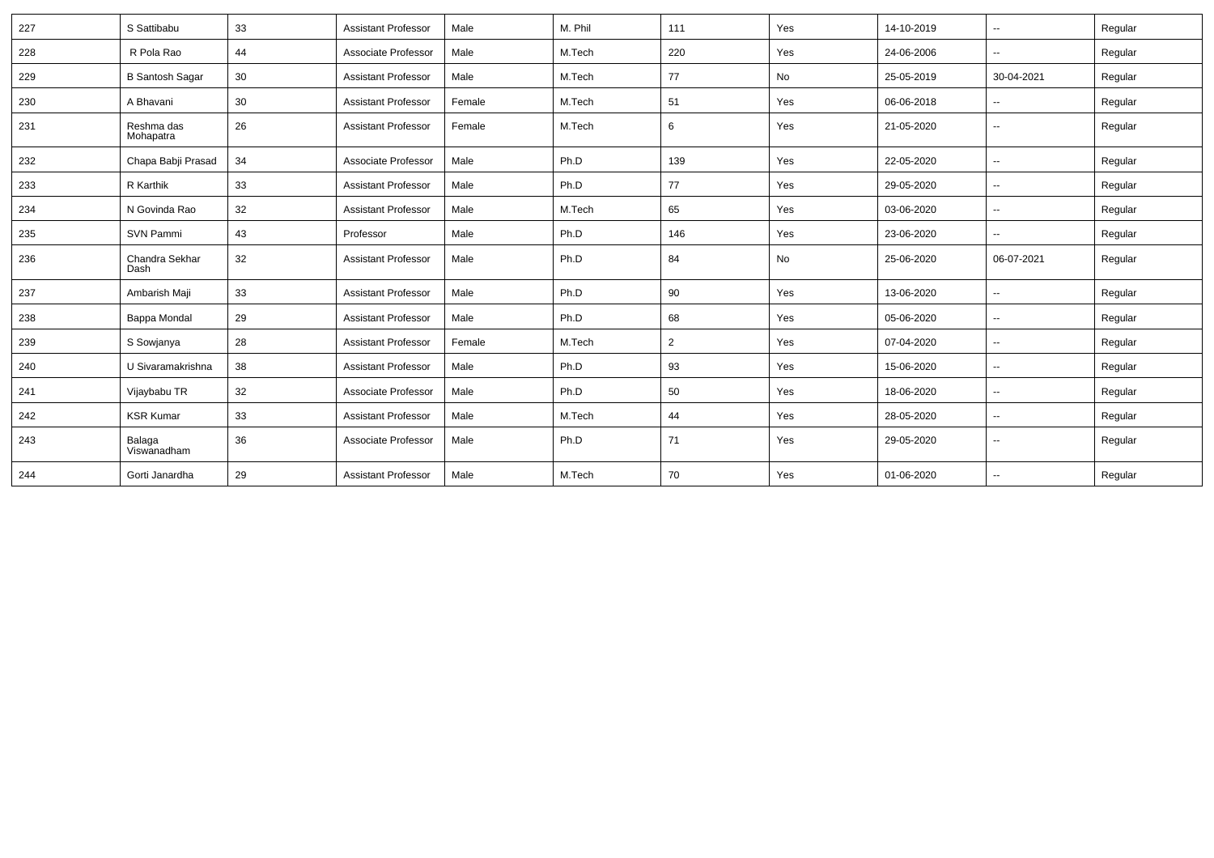| | | | | | | | | | | |
|---|---|---|---|---|---|---|---|---|---|---|
| 227 | S Sattibabu | 33 | Assistant Professor | Male | M. Phil | 111 | Yes | 14-10-2019 | -- | Regular |
| 228 | R Pola Rao | 44 | Associate Professor | Male | M.Tech | 220 | Yes | 24-06-2006 | -- | Regular |
| 229 | B Santosh Sagar | 30 | Assistant Professor | Male | M.Tech | 77 | No | 25-05-2019 | 30-04-2021 | Regular |
| 230 | A Bhavani | 30 | Assistant Professor | Female | M.Tech | 51 | Yes | 06-06-2018 | -- | Regular |
| 231 | Reshma das Mohapatra | 26 | Assistant Professor | Female | M.Tech | 6 | Yes | 21-05-2020 | -- | Regular |
| 232 | Chapa Babji Prasad | 34 | Associate Professor | Male | Ph.D | 139 | Yes | 22-05-2020 | -- | Regular |
| 233 | R Karthik | 33 | Assistant Professor | Male | Ph.D | 77 | Yes | 29-05-2020 | -- | Regular |
| 234 | N Govinda Rao | 32 | Assistant Professor | Male | M.Tech | 65 | Yes | 03-06-2020 | -- | Regular |
| 235 | SVN Pammi | 43 | Professor | Male | Ph.D | 146 | Yes | 23-06-2020 | -- | Regular |
| 236 | Chandra Sekhar Dash | 32 | Assistant Professor | Male | Ph.D | 84 | No | 25-06-2020 | 06-07-2021 | Regular |
| 237 | Ambarish Maji | 33 | Assistant Professor | Male | Ph.D | 90 | Yes | 13-06-2020 | -- | Regular |
| 238 | Bappa Mondal | 29 | Assistant Professor | Male | Ph.D | 68 | Yes | 05-06-2020 | -- | Regular |
| 239 | S Sowjanya | 28 | Assistant Professor | Female | M.Tech | 2 | Yes | 07-04-2020 | -- | Regular |
| 240 | U Sivaramakrishna | 38 | Assistant Professor | Male | Ph.D | 93 | Yes | 15-06-2020 | -- | Regular |
| 241 | Vijaybabu TR | 32 | Associate Professor | Male | Ph.D | 50 | Yes | 18-06-2020 | -- | Regular |
| 242 | KSR Kumar | 33 | Assistant Professor | Male | M.Tech | 44 | Yes | 28-05-2020 | -- | Regular |
| 243 | Balaga Viswanadham | 36 | Associate Professor | Male | Ph.D | 71 | Yes | 29-05-2020 | -- | Regular |
| 244 | Gorti Janardha | 29 | Assistant Professor | Male | M.Tech | 70 | Yes | 01-06-2020 | -- | Regular |